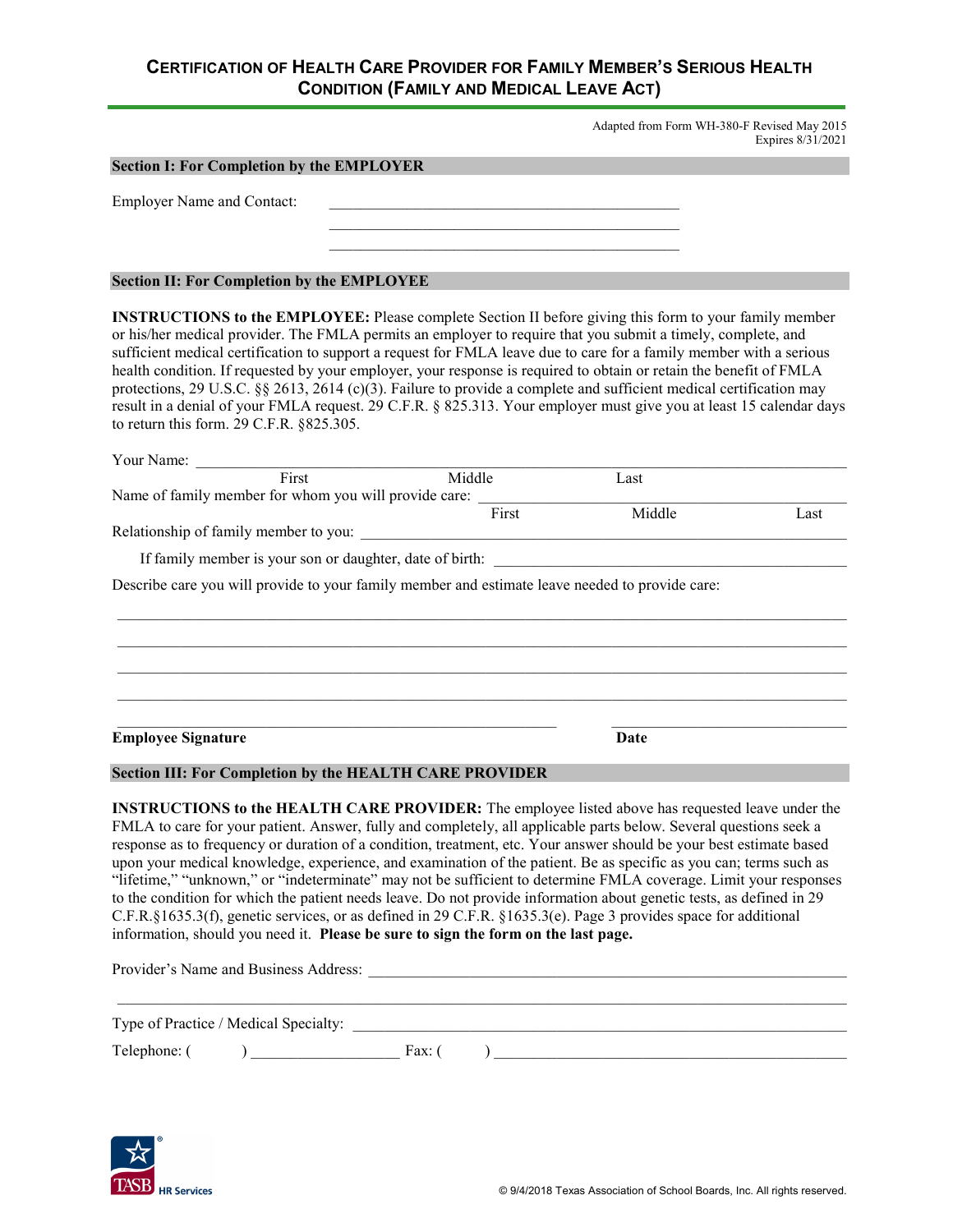# Certification of Health Care Provider for Family Member's Serious Health Condition (Family and Medical Leave Act)

Adapted from Form WH-380-F Revised May 2015
Expires 8/31/2021

## Section I: For Completion by the EMPLOYER

Employer Name and Contact: ______________________________________________

______________________________________________

______________________________________________

## Section II: For Completion by the EMPLOYEE

**INSTRUCTIONS to the EMPLOYEE:** Please complete Section II before giving this form to your family member or his/her medical provider. The FMLA permits an employer to require that you submit a timely, complete, and sufficient medical certification to support a request for FMLA leave due to care for a family member with a serious health condition. If requested by your employer, your response is required to obtain or retain the benefit of FMLA protections, 29 U.S.C. §§ 2613, 2614 (c)(3). Failure to provide a complete and sufficient medical certification may result in a denial of your FMLA request. 29 C.F.R. § 825.313. Your employer must give you at least 15 calendar days to return this form. 29 C.F.R. §825.305.

Your Name: ______________________________________________
First Middle Last

Name of family member for whom you will provide care: ______________________________________________
First Middle Last

Relationship of family member to you: ______________________________________________

If family member is your son or daughter, date of birth: ______________________________________________

Describe care you will provide to your family member and estimate leave needed to provide care:

______________________________________________

______________________________________________

______________________________________________

______________________________________________

______________________________________________ ______________________
**Employee Signature** **Date**

## Section III: For Completion by the HEALTH CARE PROVIDER

**INSTRUCTIONS to the HEALTH CARE PROVIDER:** The employee listed above has requested leave under the FMLA to care for your patient. Answer, fully and completely, all applicable parts below. Several questions seek a response as to frequency or duration of a condition, treatment, etc. Your answer should be your best estimate based upon your medical knowledge, experience, and examination of the patient. Be as specific as you can; terms such as "lifetime," "unknown," or "indeterminate" may not be sufficient to determine FMLA coverage. Limit your responses to the condition for which the patient needs leave. Do not provide information about genetic tests, as defined in 29 C.F.R.§1635.3(f), genetic services, or as defined in 29 C.F.R. §1635.3(e). Page 3 provides space for additional information, should you need it. **Please be sure to sign the form on the last page.**

Provider's Name and Business Address: ______________________________________________

______________________________________________

Type of Practice / Medical Specialty: ______________________________________________

Telephone: ( ) ____________________ Fax: ( ) ______________________________________________

© 9/4/2018 Texas Association of School Boards, Inc. All rights reserved.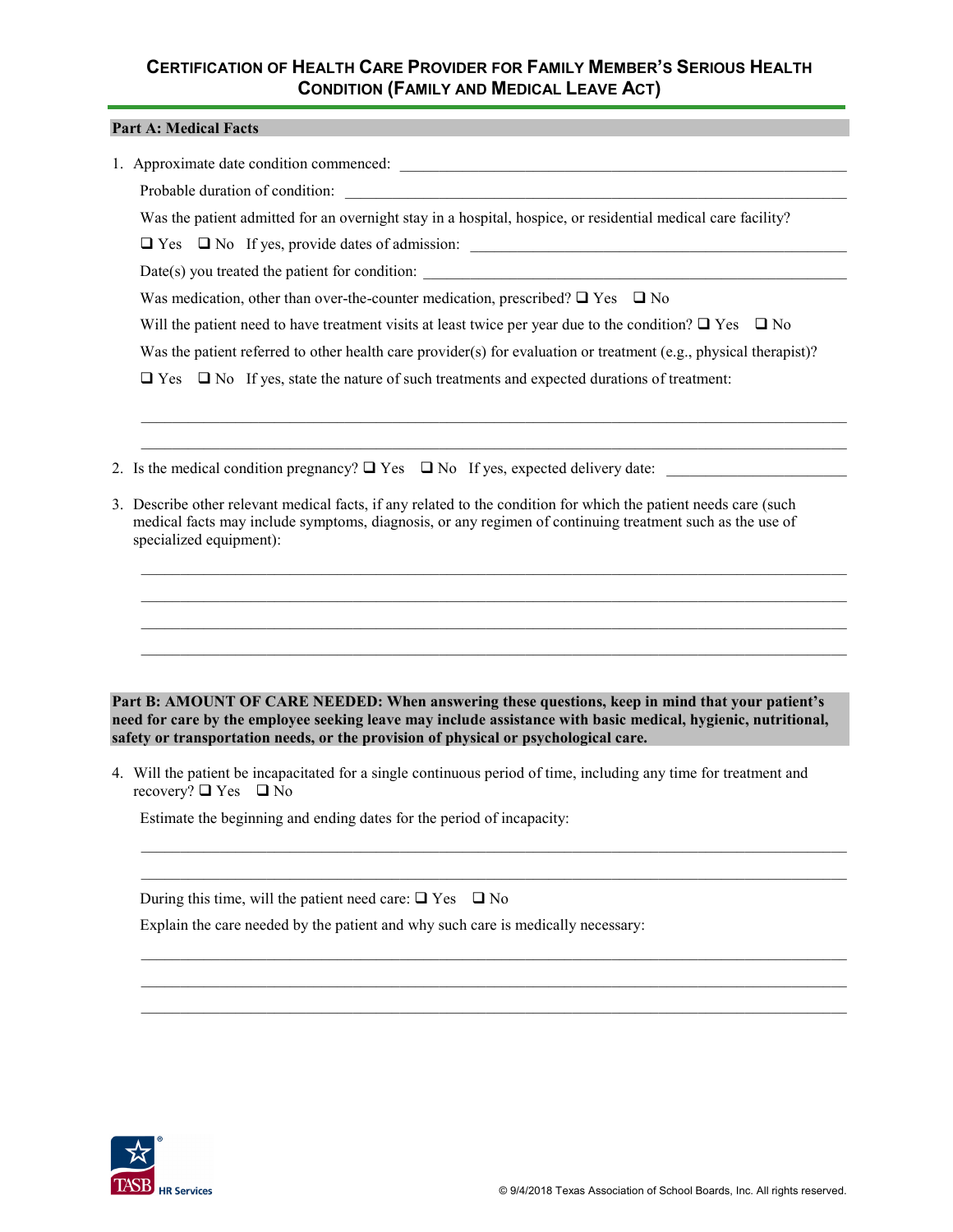# Certification of Health Care Provider for Family Member's Serious Health Condition (Family and Medical Leave Act)

## Part A: Medical Facts

1. Approximate date condition commenced: ______________________________

   Probable duration of condition: ______________________________

   Was the patient admitted for an overnight stay in a hospital, hospice, or residential medical care facility?

   ❑ Yes ❑ No If yes, provide dates of admission: ______________________________

   Date(s) you treated the patient for condition: ______________________________

   Was medication, other than over-the-counter medication, prescribed? ❑ Yes ❑ No

   Will the patient need to have treatment visits at least twice per year due to the condition? ❑ Yes ❑ No

   Was the patient referred to other health care provider(s) for evaluation or treatment (e.g., physical therapist)?

   ❑ Yes ❑ No If yes, state the nature of such treatments and expected durations of treatment:

   ______________________________________________________________________

   ______________________________________________________________________

2. Is the medical condition pregnancy? ❑ Yes ❑ No If yes, expected delivery date: ______________________

3. Describe other relevant medical facts, if any related to the condition for which the patient needs care (such medical facts may include symptoms, diagnosis, or any regimen of continuing treatment such as the use of specialized equipment):

   ______________________________________________________________________

   ______________________________________________________________________

   ______________________________________________________________________

   ______________________________________________________________________

## Part B: AMOUNT OF CARE NEEDED: When answering these questions, keep in mind that your patient's need for care by the employee seeking leave may include assistance with basic medical, hygienic, nutritional, safety or transportation needs, or the provision of physical or psychological care.

4. Will the patient be incapacitated for a single continuous period of time, including any time for treatment and recovery? ❑ Yes ❑ No

   Estimate the beginning and ending dates for the period of incapacity:

   ______________________________________________________________________

   ______________________________________________________________________

   During this time, will the patient need care: ❑ Yes ❑ No

   Explain the care needed by the patient and why such care is medically necessary:

   ______________________________________________________________________

   ______________________________________________________________________

   ______________________________________________________________________

TASB HR Services

© 9/4/2018 Texas Association of School Boards, Inc. All rights reserved.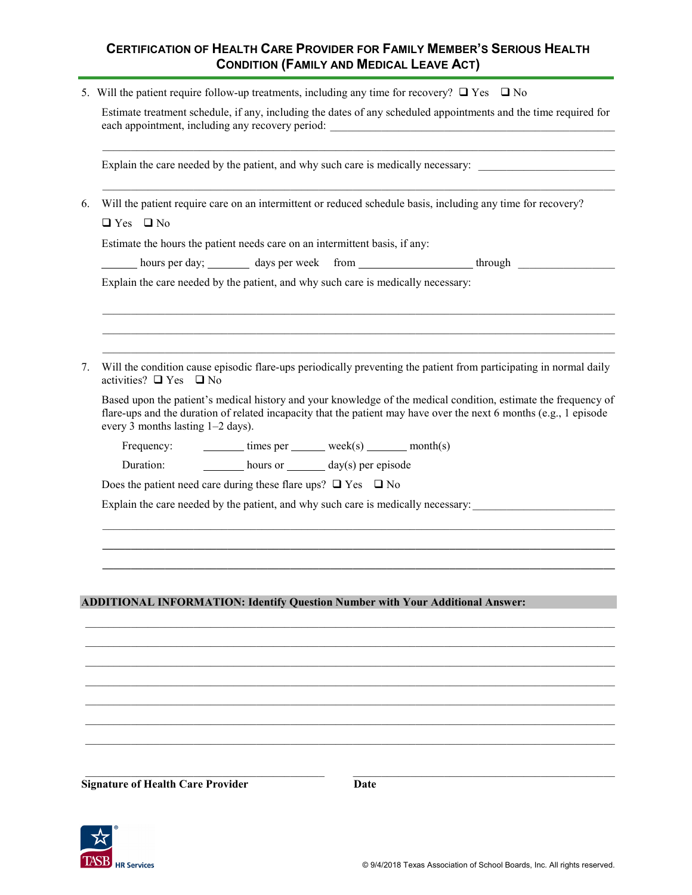# Certification of Health Care Provider for Family Member's Serious Health Condition (Family and Medical Leave Act)

5. Will the patient require follow-up treatments, including any time for recovery? ❑ Yes ❑ No

   Estimate treatment schedule, if any, including the dates of any scheduled appointments and the time required for each appointment, including any recovery period: ______________________________________________

   ______________________________________________________________________________

   Explain the care needed by the patient, and why such care is medically necessary: ______________________

   ______________________________________________________________________________

6. Will the patient require care on an intermittent or reduced schedule basis, including any time for recovery?

   ❑ Yes ❑ No

   Estimate the hours the patient needs care on an intermittent basis, if any:

   ______ hours per day; _______ days per week from __________________ through ________________

   Explain the care needed by the patient, and why such care is medically necessary:

   ______________________________________________________________________________

   ______________________________________________________________________________

   ______________________________________________________________________________

7. Will the condition cause episodic flare-ups periodically preventing the patient from participating in normal daily activities? ❑ Yes ❑ No

   Based upon the patient's medical history and your knowledge of the medical condition, estimate the frequency of flare-ups and the duration of related incapacity that the patient may have over the next 6 months (e.g., 1 episode every 3 months lasting 1–2 days).

   Frequency: _______ times per ______ week(s) _______ month(s)

   Duration: _______ hours or _______ day(s) per episode

   Does the patient need care during these flare ups? ❑ Yes ❑ No

   Explain the care needed by the patient, and why such care is medically necessary: ______________________

   ______________________________________________________________________________

   ______________________________________________________________________________

   ______________________________________________________________________________

**ADDITIONAL INFORMATION: Identify Question Number with Your Additional Answer:**

______________________________________________________________________________

______________________________________________________________________________

______________________________________________________________________________

______________________________________________________________________________

______________________________________________________________________________

______________________________________________________________________________

______________________________________________________________________________

________________________________________ ________________________________________

**Signature of Health Care Provider** **Date**

TASB HR Services

© 9/4/2018 Texas Association of School Boards, Inc. All rights reserved.